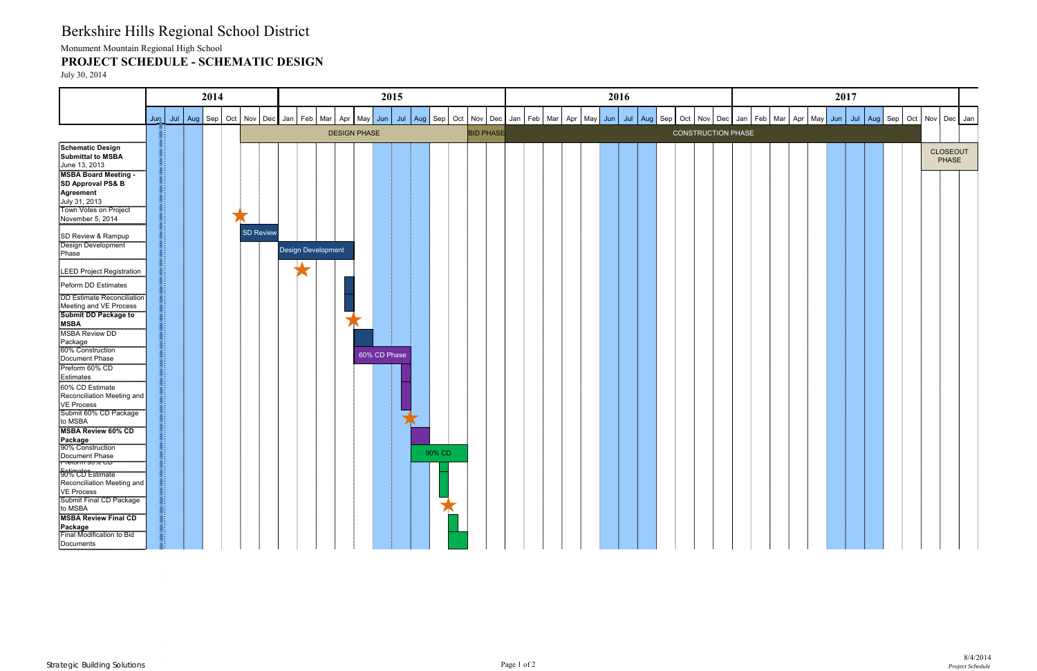# Berkshire Hills Regional School District

Monument Mountain Regional High School

## PROJECT SCHEDULE - SCHEMATIC DESIGN

July 30, 2014

| Phase | Timing |
|---|---|
| DESIGN PHASE | Nov 2014 – Oct 2015 |
| BID PHASE | Nov 2015 – Dec 2015 |
| CONSTRUCTION PHASE | Jan 2016 – Oct 2017 |
| CLOSEOUT PHASE | Nov 2017 – Dec 2017 |

| Task | Schedule |
|---|---|
| **Schematic Design Submittal to MSBA** June 13, 2013 | |
| **MSBA Board Meeting - SD Approval PS& B Agreement** July 31, 2013 | |
| Town Votes on Project November 5, 2014 | ★ Nov 2014 |
| SD Review & Rampup | SD Review: Nov 2014 – Dec 2014 |
| Design Development Phase | Design Development: Jan 2015 – Apr 2015 |
| LEED Project Registration | ★ Feb 2015 |
| Peform DD Estimates | Apr 2015 |
| DD Estimate Reconciliation Meeting and VE Process | Apr 2015 |
| **Submit DD Package to MSBA** | ★ May 2015 |
| MSBA Review DD Package | May 2015 |
| 60% Construction Document Phase | 60% CD Phase: May 2015 – Jul 2015 |
| Preform 60% CD Estimates | Jul 2015 |
| 60% CD Estimate Reconciliation Meeting and VE Process | Jul 2015 |
| Submit 60% CD Package to MSBA | ★ Aug 2015 |
| **MSBA Review 60% CD Package** | Aug 2015 |
| 90% Construction Document Phase | 90% CD: Sep 2015 – Oct 2015 |
| Preform 90% CD Estimates | Sep 2015 |
| 90% CD Estimate Reconciliation Meeting and VE Process | Sep 2015 |
| Submit Final CD Package to MSBA | ★ Oct 2015 |
| **MSBA Review Final CD Package** | Oct 2015 |
| Final Modification to Bid Documents | Oct 2015 |

Strategic Building Solutions

8/4/2014

*Project Schedule*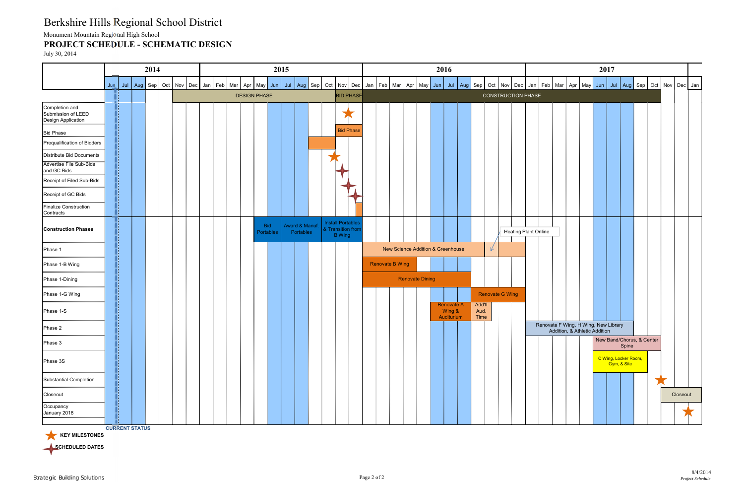# Berkshire Hills Regional School District

Monument Mountain Regional High School

## PROJECT SCHEDULE - SCHEMATIC DESIGN

July 30, 2014

2014 | 2015 | 2016 | 2017

Jun Jul Aug Sep Oct Nov Dec | Jan Feb Mar Apr May Jun Jul Aug Sep Oct Nov Dec | Jan Feb Mar Apr May Jun Jul Aug Sep Oct Nov Dec | Jan Feb Mar Apr May Jun Jul Aug Sep Oct Nov Dec | Jan

DESIGN PHASE

BID PHASE

CONSTRUCTION PHASE

Completion and Submission of LEED Design Application

Bid Phase

Bid Phase

Prequalification of Bidders

Distribute Bid Documents

Advertise File Sub-Bids and GC Bids

Receipt of Filed Sub-Bids

Receipt of GC Bids

Finalize Construction Contracts

**Construction Phases**

Bid Portables

Award & Manuf. Portables

Install Portables & Transition from B Wing

Heating Plant Online

Phase 1

New Science Addition & Greenhouse

Phase 1-B Wing

Renovate B Wing

Phase 1-Dining

Renovate Dining

Phase 1-G Wing

Renovate G Wing

Phase 1-S

Renovate A Wing & Auditurium

Add'tl Aud. Time

Phase 2

Renovate F Wing, H Wing, New Library Addition, & Athletic Addition

Phase 3

New Band/Chorus, & Center Spine

Phase 3S

C Wing, Locker Room, Gym, & Site

Substantial Completion

Closeout

Closeout

Occupancy January 2018

CURRENT STATUS

KEY MILESTONES

SCHEDULED DATES

Strategic Building Solutions

8/4/2014

*Project Schedule*